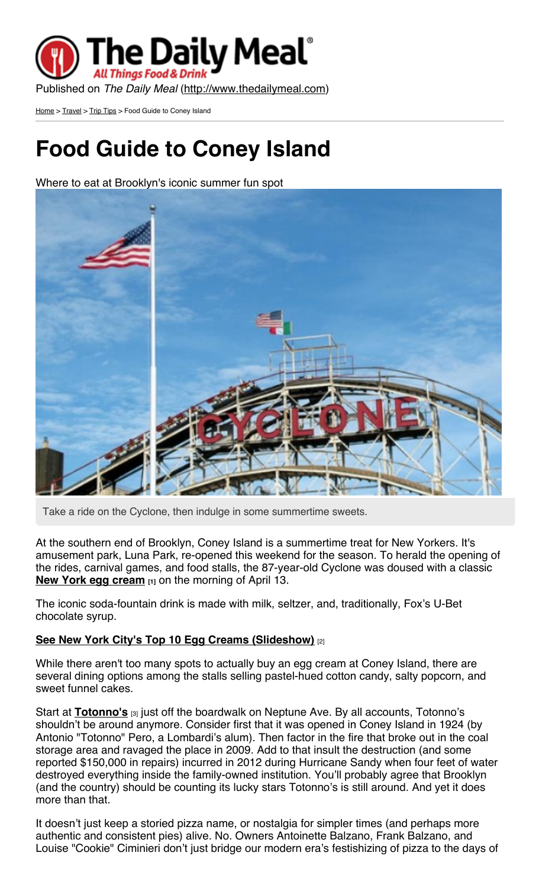Published on *The Daily Meal* (http://www.thedailymeal.com)

Home > Travel > Trip Tips > Food Guide to Coney Island

# Food Guide to Coney Island

Where to eat at Brooklyn's iconic summer fun spot

Take a ride on the Cyclone, then indulge in some summertime sweets.

At the southern end of Brooklyn, Coney Island is a summertime treat for New Yorkers. It's amusement park, Luna Park, re-opened this weekend for the season. To herald the opening of the rides, carnival games, and food stalls, the 87-year-old Cyclone was doused with a classic **New York egg cream** [1] on the morning of April 13.

The iconic soda-fountain drink is made with milk, seltzer, and, traditionally, Fox's U-Bet chocolate syrup.

**See New York City's Top 10 Egg Creams (Slideshow)** [2]

While there aren't too many spots to actually buy an egg cream at Coney Island, there are several dining options among the stalls selling pastel-hued cotton candy, salty popcorn, and sweet funnel cakes.

Start at **Totonno's** [3] just off the boardwalk on Neptune Ave. By all accounts, Totonno's shouldn't be around anymore. Consider first that it was opened in Coney Island in 1924 (by Antonio "Totonno" Pero, a Lombardi's alum). Then factor in the fire that broke out in the coal storage area and ravaged the place in 2009. Add to that insult the destruction (and some reported $150,000 in repairs) incurred in 2012 during Hurricane Sandy when four feet of water destroyed everything inside the family-owned institution. You'll probably agree that Brooklyn (and the country) should be counting its lucky stars Totonno's is still around. And yet it does more than that.

It doesn't just keep a storied pizza name, or nostalgia for simpler times (and perhaps more authentic and consistent pies) alive. No. Owners Antoinette Balzano, Frank Balzano, and Louise "Cookie" Ciminieri don't just bridge our modern era's festishizing of pizza to the days of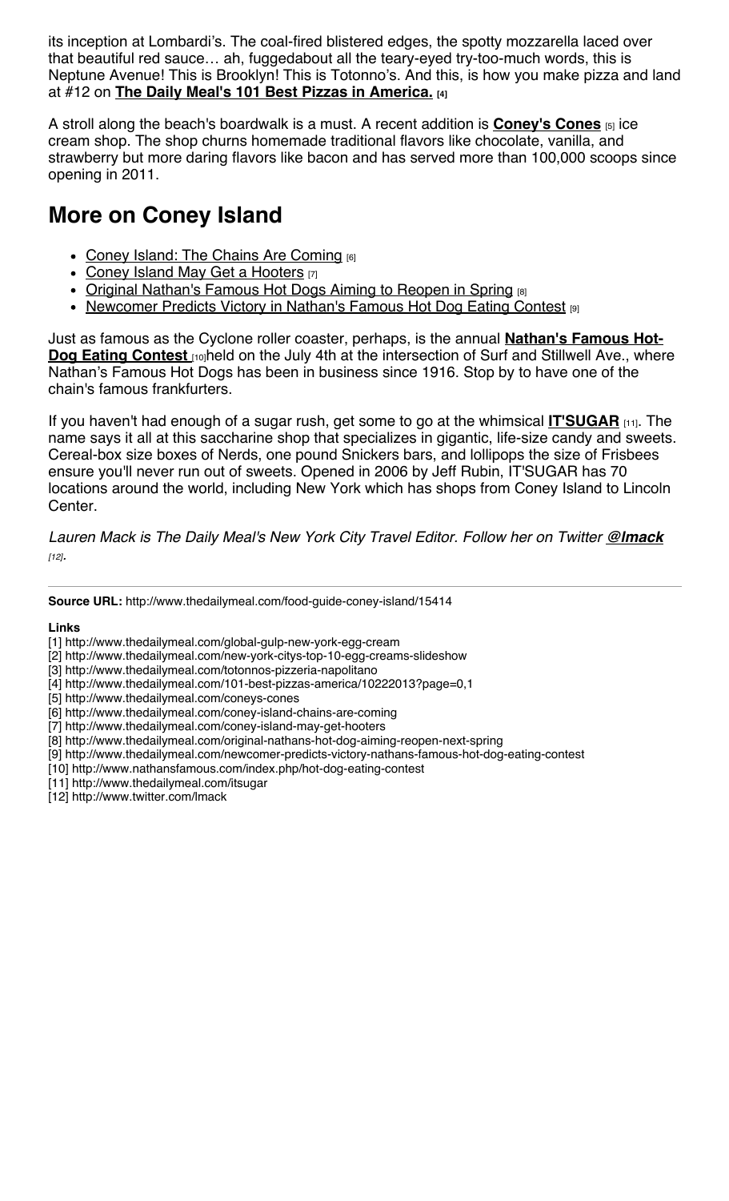its inception at Lombardi's. The coal-fired blistered edges, the spotty mozzarella laced over that beautiful red sauce… ah, fuggedabout all the teary-eyed try-too-much words, this is Neptune Avenue! This is Brooklyn! This is Totonno's. And this, is how you make pizza and land at #12 on **The Daily Meal's 101 Best Pizzas in America.** [4]

A stroll along the beach's boardwalk is a must. A recent addition is **Coney's Cones** [5] ice cream shop. The shop churns homemade traditional flavors like chocolate, vanilla, and strawberry but more daring flavors like bacon and has served more than 100,000 scoops since opening in 2011.

## More on Coney Island

- Coney Island: The Chains Are Coming [6]
- Coney Island May Get a Hooters [7]
- Original Nathan's Famous Hot Dogs Aiming to Reopen in Spring [8]
- Newcomer Predicts Victory in Nathan's Famous Hot Dog Eating Contest [9]

Just as famous as the Cyclone roller coaster, perhaps, is the annual **Nathan's Famous Hot-Dog Eating Contest** [10]held on the July 4th at the intersection of Surf and Stillwell Ave., where Nathan's Famous Hot Dogs has been in business since 1916. Stop by to have one of the chain's famous frankfurters.

If you haven't had enough of a sugar rush, get some to go at the whimsical **IT'SUGAR** [11]. The name says it all at this saccharine shop that specializes in gigantic, life-size candy and sweets. Cereal-box size boxes of Nerds, one pound Snickers bars, and lollipops the size of Frisbees ensure you'll never run out of sweets. Opened in 2006 by Jeff Rubin, IT'SUGAR has 70 locations around the world, including New York which has shops from Coney Island to Lincoln Center.

*Lauren Mack is The Daily Meal's New York City Travel Editor. Follow her on Twitter* ***@lmack*** *[12]*.

---

**Source URL:** http://www.thedailymeal.com/food-guide-coney-island/15414

**Links**

[1] http://www.thedailymeal.com/global-gulp-new-york-egg-cream
[2] http://www.thedailymeal.com/new-york-citys-top-10-egg-creams-slideshow
[3] http://www.thedailymeal.com/totonnos-pizzeria-napolitano
[4] http://www.thedailymeal.com/101-best-pizzas-america/10222013?page=0,1
[5] http://www.thedailymeal.com/coneys-cones
[6] http://www.thedailymeal.com/coney-island-chains-are-coming
[7] http://www.thedailymeal.com/coney-island-may-get-hooters
[8] http://www.thedailymeal.com/original-nathans-hot-dog-aiming-reopen-next-spring
[9] http://www.thedailymeal.com/newcomer-predicts-victory-nathans-famous-hot-dog-eating-contest
[10] http://www.nathansfamous.com/index.php/hot-dog-eating-contest
[11] http://www.thedailymeal.com/itsugar
[12] http://www.twitter.com/lmack